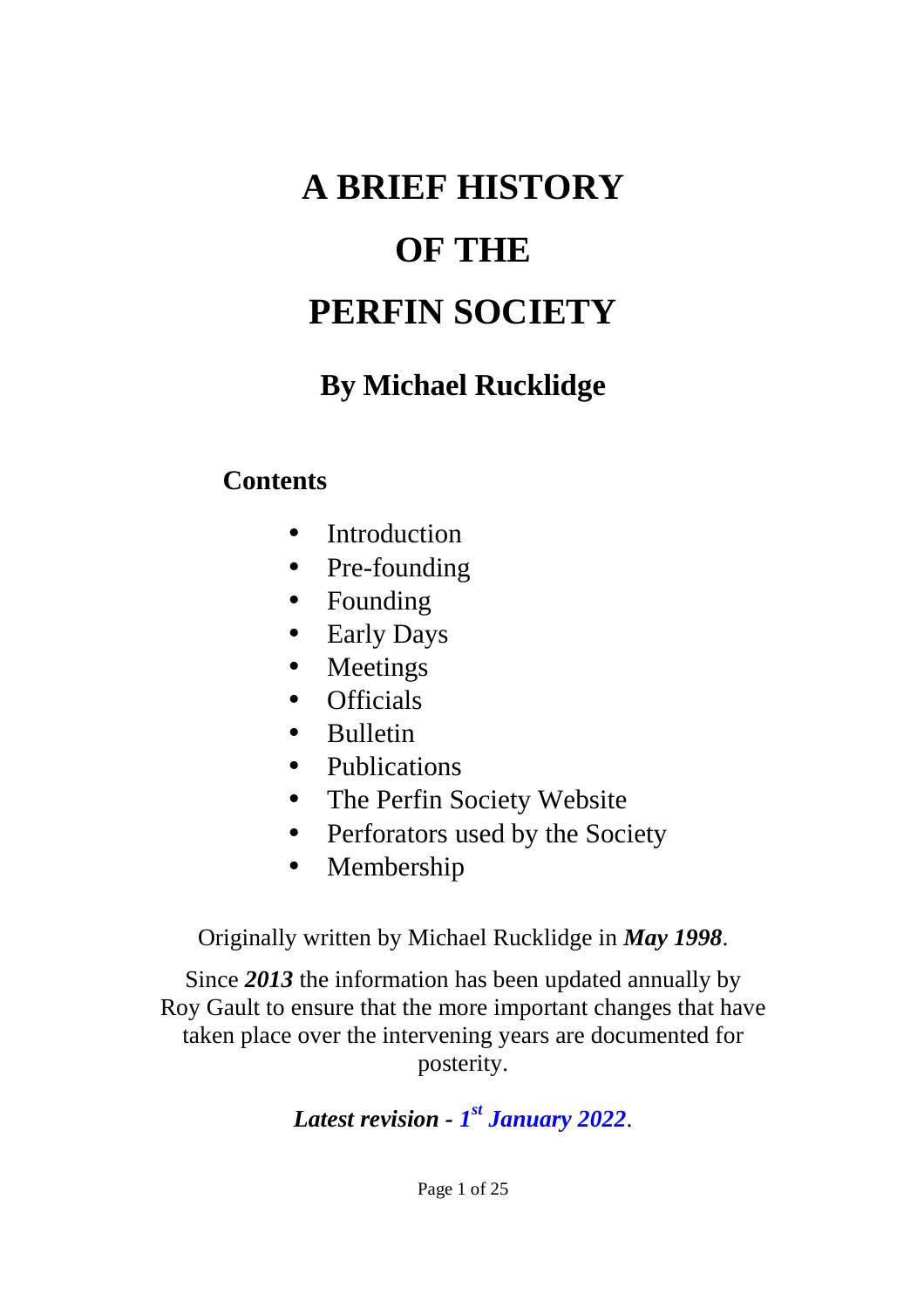# A BRIEF HISTORY OF THE PERFIN SOCIETY

## By Michael Rucklidge

### Contents

- Introduction
- Pre-founding
- Founding
- Early Days
- Meetings
- Officials
- Bulletin
- Publications
- The Perfin Society Website
- Perforators used by the Society
- Membership

Originally written by Michael Rucklidge in ***May 1998***.

Since ***2013*** the information has been updated annually by Roy Gault to ensure that the more important changes that have taken place over the intervening years are documented for posterity.

***Latest revision - 1st January 2022***.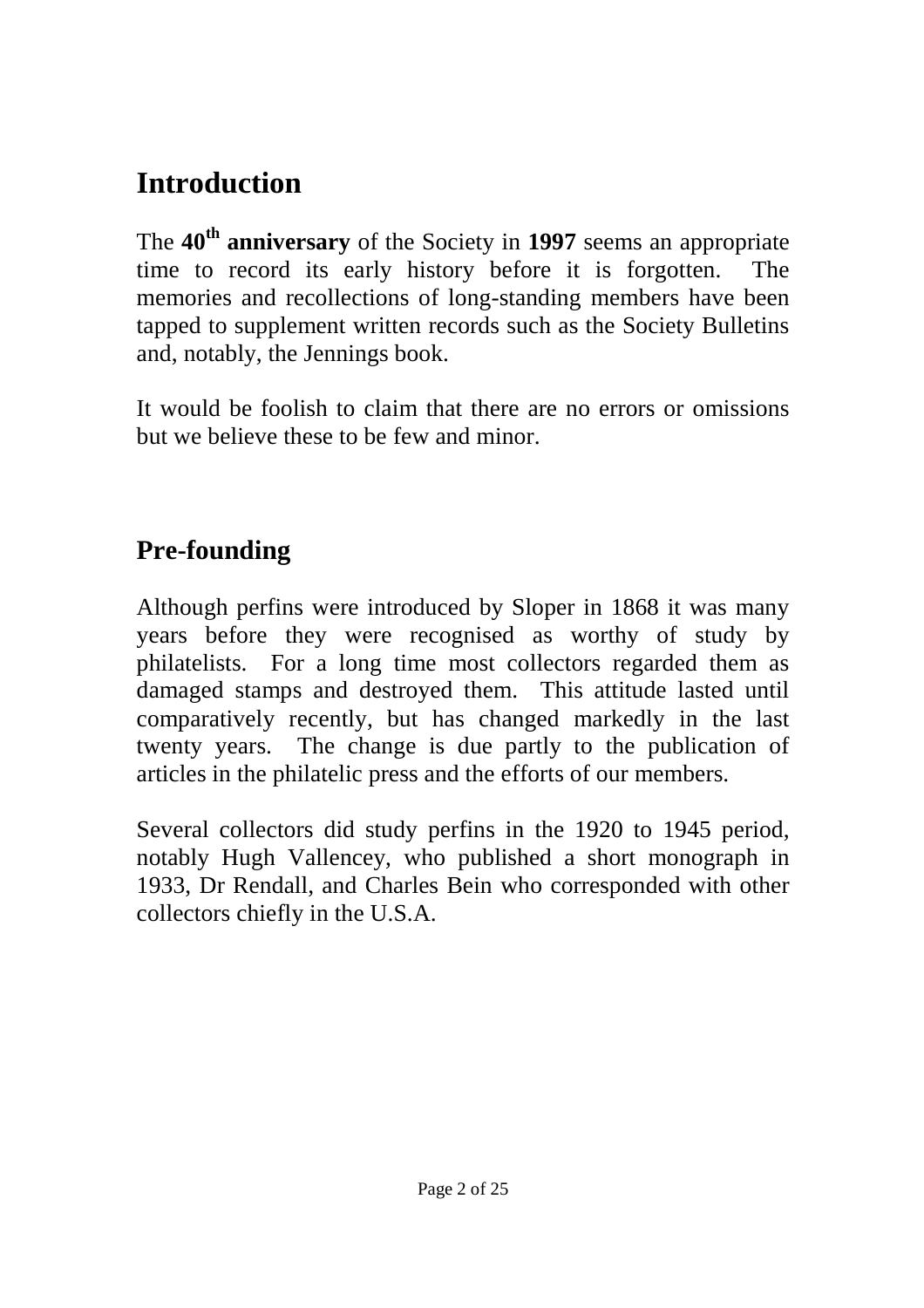## Introduction

The **40th anniversary** of the Society in **1997** seems an appropriate time to record its early history before it is forgotten. The memories and recollections of long-standing members have been tapped to supplement written records such as the Society Bulletins and, notably, the Jennings book.

It would be foolish to claim that there are no errors or omissions but we believe these to be few and minor.

## Pre-founding

Although perfins were introduced by Sloper in 1868 it was many years before they were recognised as worthy of study by philatelists. For a long time most collectors regarded them as damaged stamps and destroyed them. This attitude lasted until comparatively recently, but has changed markedly in the last twenty years. The change is due partly to the publication of articles in the philatelic press and the efforts of our members.

Several collectors did study perfins in the 1920 to 1945 period, notably Hugh Vallencey, who published a short monograph in 1933, Dr Rendall, and Charles Bein who corresponded with other collectors chiefly in the U.S.A.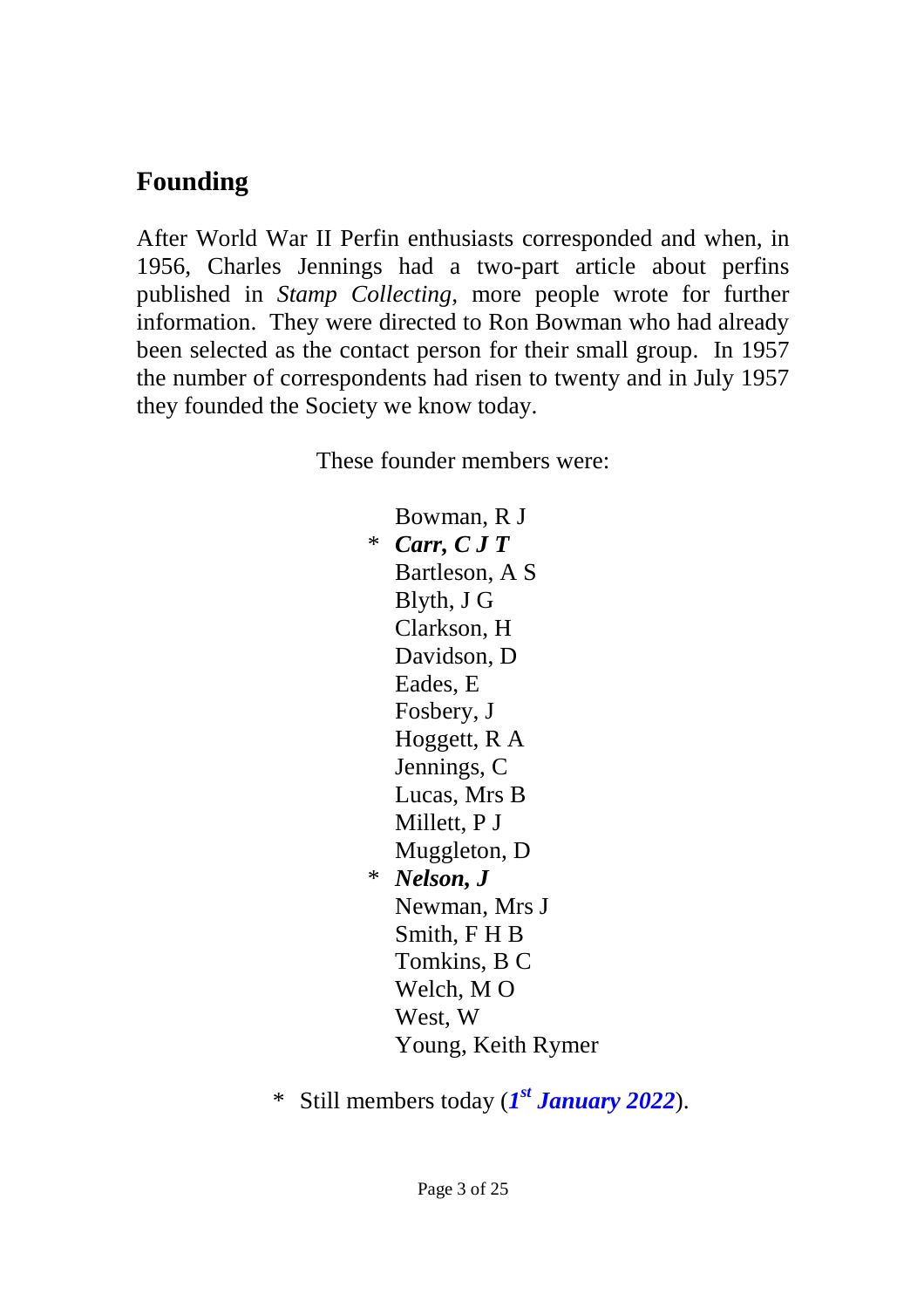## Founding

After World War II Perfin enthusiasts corresponded and when, in 1956, Charles Jennings had a two-part article about perfins published in *Stamp Collecting*, more people wrote for further information. They were directed to Ron Bowman who had already been selected as the contact person for their small group. In 1957 the number of correspondents had risen to twenty and in July 1957 they founded the Society we know today.

These founder members were:

Bowman, R J
\* ***Carr, C J T***
Bartleson, A S
Blyth, J G
Clarkson, H
Davidson, D
Eades, E
Fosbery, J
Hoggett, R A
Jennings, C
Lucas, Mrs B
Millett, P J
Muggleton, D
\* ***Nelson, J***
Newman, Mrs J
Smith, F H B
Tomkins, B C
Welch, M O
West, W
Young, Keith Rymer

\* Still members today (***1st January 2022***).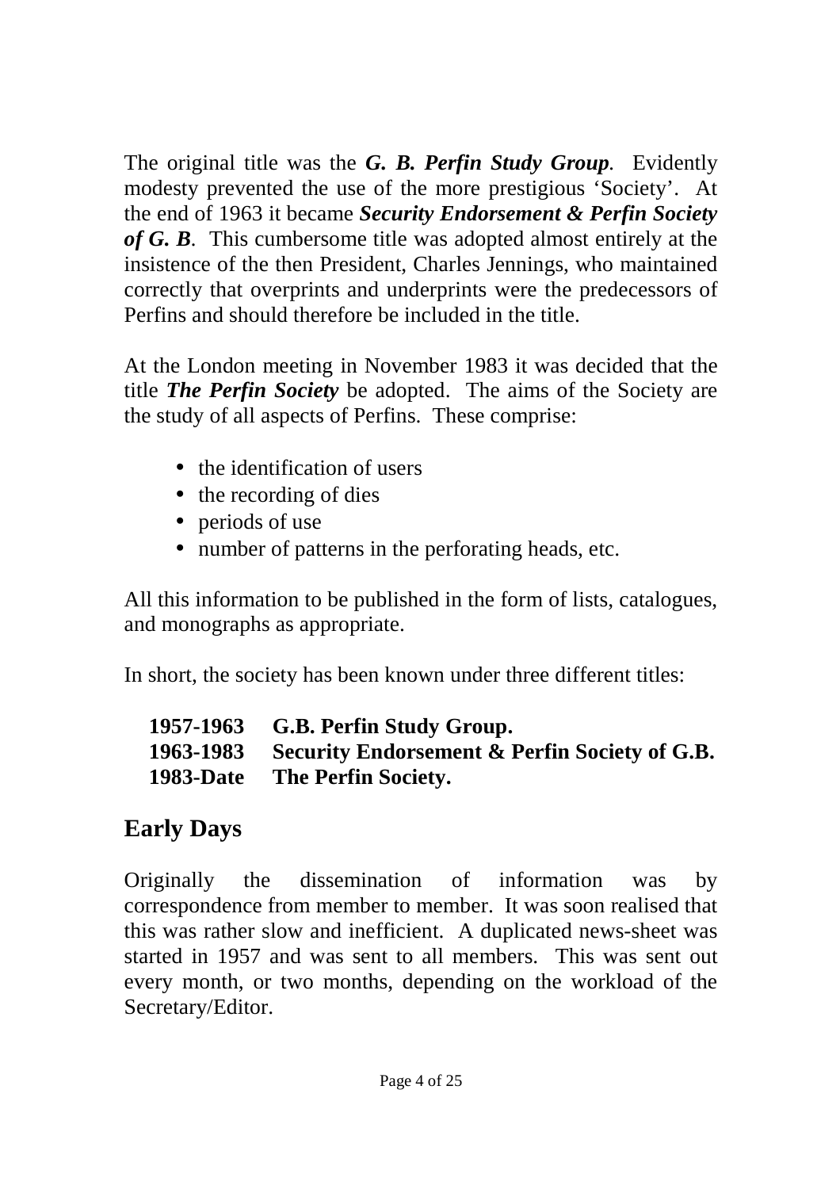The original title was the ***G. B. Perfin Study Group***. Evidently modesty prevented the use of the more prestigious 'Society'. At the end of 1963 it became ***Security Endorsement & Perfin Society of G. B***. This cumbersome title was adopted almost entirely at the insistence of the then President, Charles Jennings, who maintained correctly that overprints and underprints were the predecessors of Perfins and should therefore be included in the title.

At the London meeting in November 1983 it was decided that the title ***The Perfin Society*** be adopted. The aims of the Society are the study of all aspects of Perfins. These comprise:

- the identification of users
- the recording of dies
- periods of use
- number of patterns in the perforating heads, etc.

All this information to be published in the form of lists, catalogues, and monographs as appropriate.

In short, the society has been known under three different titles:

**1957-1963 G.B. Perfin Study Group.**
**1963-1983 Security Endorsement & Perfin Society of G.B.**
**1983-Date The Perfin Society.**

## Early Days

Originally the dissemination of information was by correspondence from member to member. It was soon realised that this was rather slow and inefficient. A duplicated news-sheet was started in 1957 and was sent to all members. This was sent out every month, or two months, depending on the workload of the Secretary/Editor.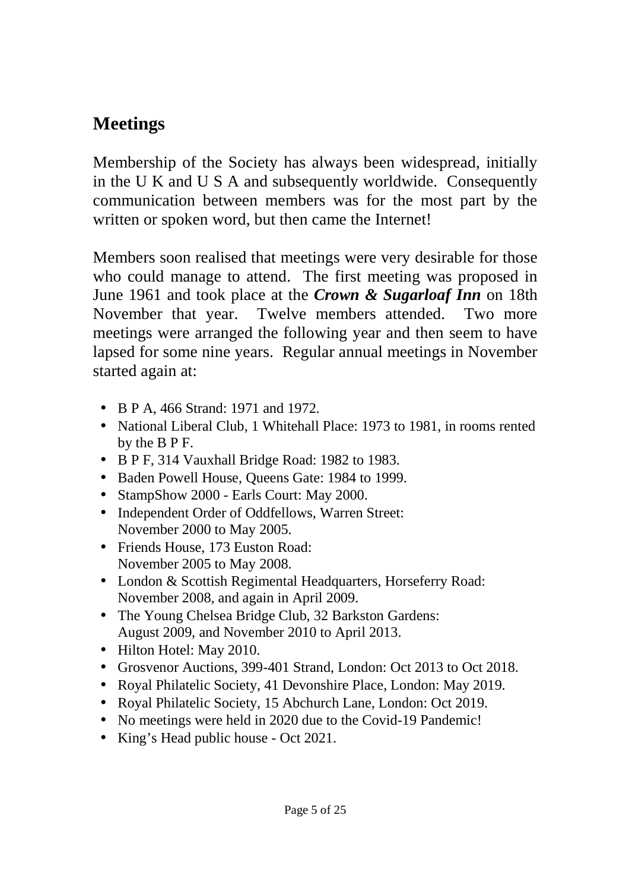## Meetings

Membership of the Society has always been widespread, initially in the U K and U S A and subsequently worldwide. Consequently communication between members was for the most part by the written or spoken word, but then came the Internet!

Members soon realised that meetings were very desirable for those who could manage to attend. The first meeting was proposed in June 1961 and took place at the ***Crown & Sugarloaf Inn*** on 18th November that year. Twelve members attended. Two more meetings were arranged the following year and then seem to have lapsed for some nine years. Regular annual meetings in November started again at:

- B P A, 466 Strand: 1971 and 1972.
- National Liberal Club, 1 Whitehall Place: 1973 to 1981, in rooms rented by the B P F.
- B P F, 314 Vauxhall Bridge Road: 1982 to 1983.
- Baden Powell House, Queens Gate: 1984 to 1999.
- StampShow 2000 - Earls Court: May 2000.
- Independent Order of Oddfellows, Warren Street: November 2000 to May 2005.
- Friends House, 173 Euston Road: November 2005 to May 2008.
- London & Scottish Regimental Headquarters, Horseferry Road: November 2008, and again in April 2009.
- The Young Chelsea Bridge Club, 32 Barkston Gardens: August 2009, and November 2010 to April 2013.
- Hilton Hotel: May 2010.
- Grosvenor Auctions, 399-401 Strand, London: Oct 2013 to Oct 2018.
- Royal Philatelic Society, 41 Devonshire Place, London: May 2019.
- Royal Philatelic Society, 15 Abchurch Lane, London: Oct 2019.
- No meetings were held in 2020 due to the Covid-19 Pandemic!
- King's Head public house - Oct 2021.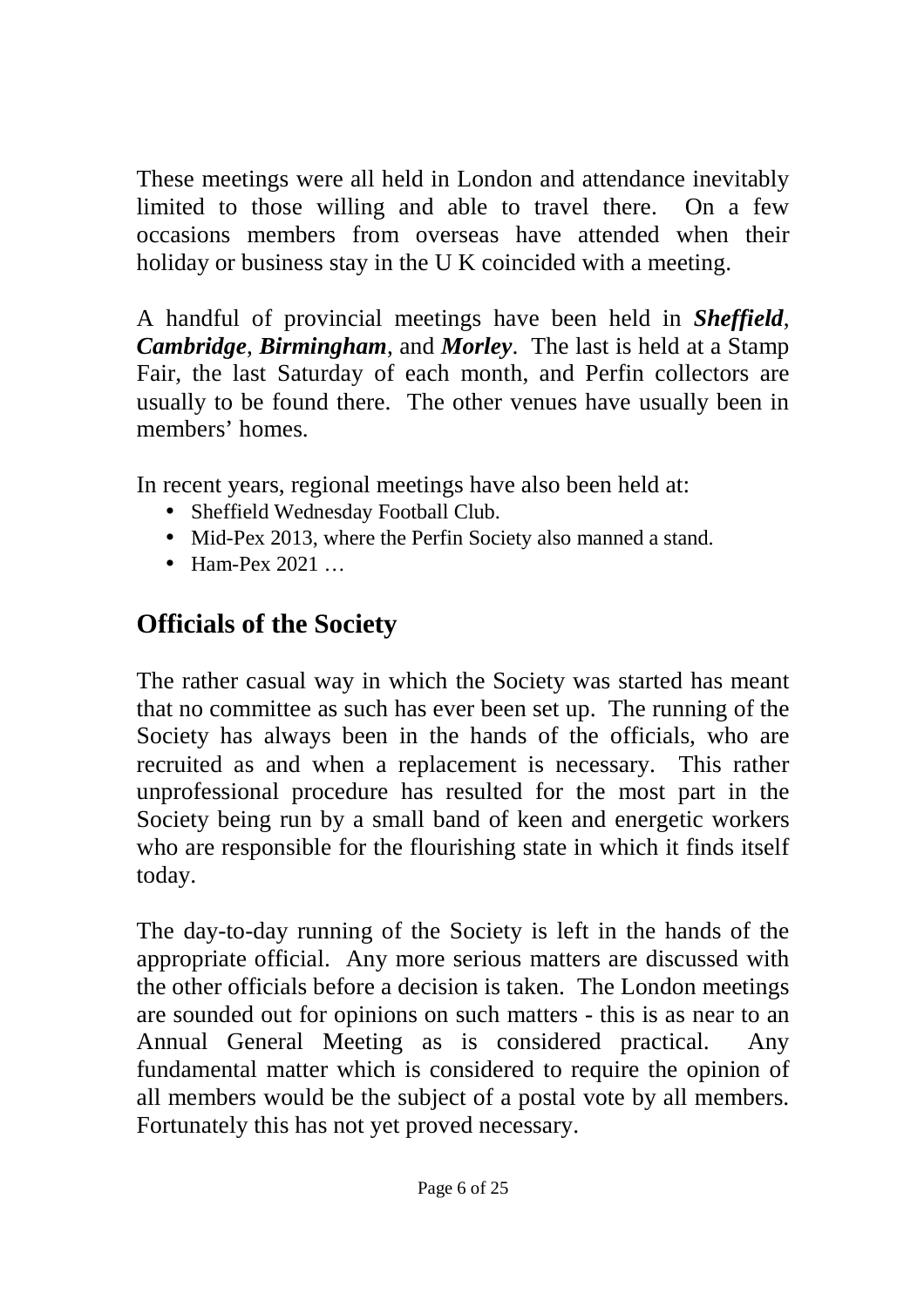These meetings were all held in London and attendance inevitably limited to those willing and able to travel there. On a few occasions members from overseas have attended when their holiday or business stay in the U K coincided with a meeting.

A handful of provincial meetings have been held in ***Sheffield***, ***Cambridge***, ***Birmingham***, and ***Morley***. The last is held at a Stamp Fair, the last Saturday of each month, and Perfin collectors are usually to be found there. The other venues have usually been in members' homes.

In recent years, regional meetings have also been held at:

- Sheffield Wednesday Football Club.
- Mid-Pex 2013, where the Perfin Society also manned a stand.
- Ham-Pex 2021 …

## Officials of the Society

The rather casual way in which the Society was started has meant that no committee as such has ever been set up. The running of the Society has always been in the hands of the officials, who are recruited as and when a replacement is necessary. This rather unprofessional procedure has resulted for the most part in the Society being run by a small band of keen and energetic workers who are responsible for the flourishing state in which it finds itself today.

The day-to-day running of the Society is left in the hands of the appropriate official. Any more serious matters are discussed with the other officials before a decision is taken. The London meetings are sounded out for opinions on such matters - this is as near to an Annual General Meeting as is considered practical. Any fundamental matter which is considered to require the opinion of all members would be the subject of a postal vote by all members. Fortunately this has not yet proved necessary.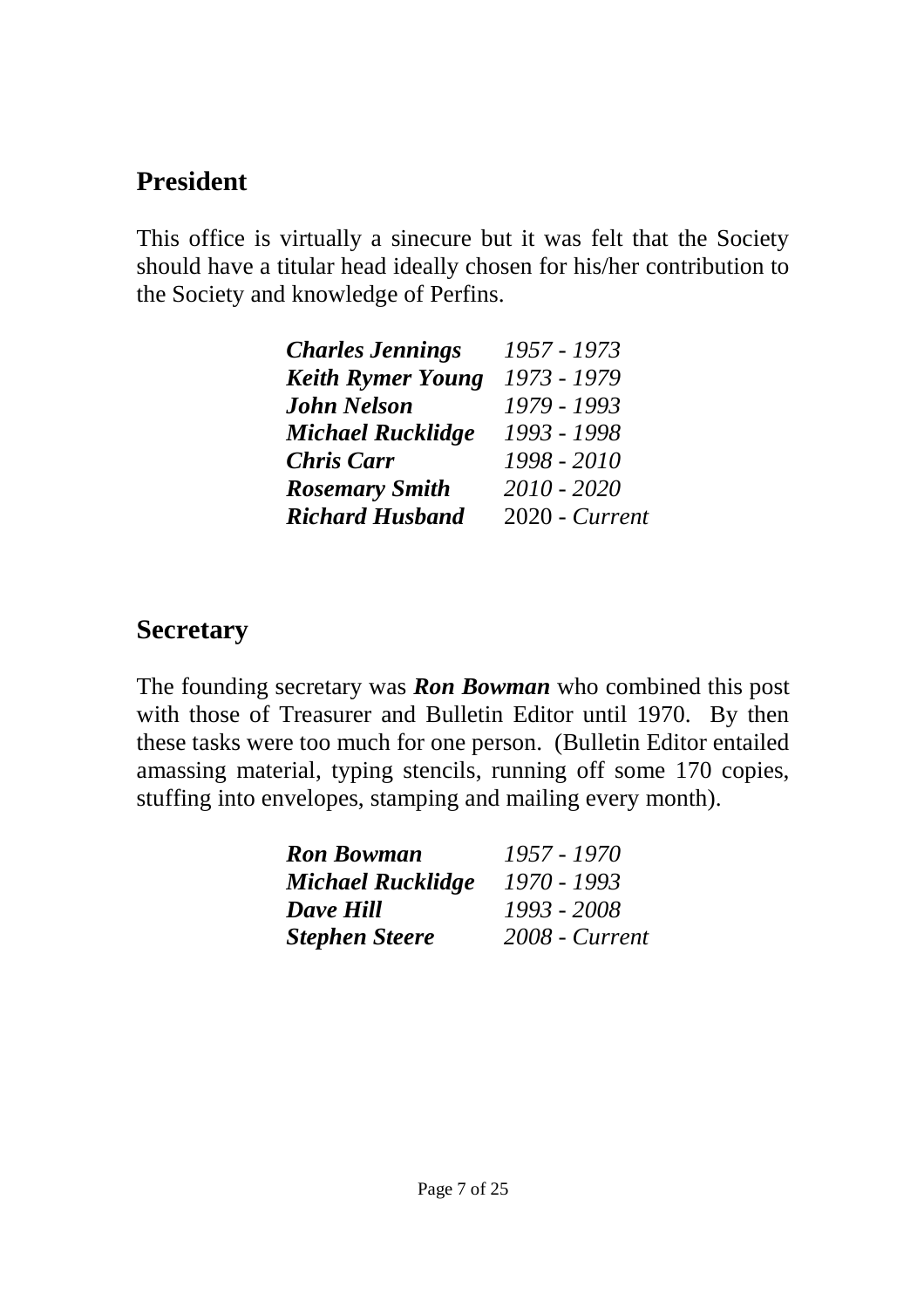## President

This office is virtually a sinecure but it was felt that the Society should have a titular head ideally chosen for his/her contribution to the Society and knowledge of Perfins.

| | |
|---|---|
| ***Charles Jennings*** | *1957 - 1973* |
| ***Keith Rymer Young*** | *1973 - 1979* |
| ***John Nelson*** | *1979 - 1993* |
| ***Michael Rucklidge*** | *1993 - 1998* |
| ***Chris Carr*** | *1998 - 2010* |
| ***Rosemary Smith*** | *2010 - 2020* |
| ***Richard Husband*** | 2020 - *Current* |

## Secretary

The founding secretary was ***Ron Bowman*** who combined this post with those of Treasurer and Bulletin Editor until 1970. By then these tasks were too much for one person. (Bulletin Editor entailed amassing material, typing stencils, running off some 170 copies, stuffing into envelopes, stamping and mailing every month).

| | |
|---|---|
| ***Ron Bowman*** | *1957 - 1970* |
| ***Michael Rucklidge*** | *1970 - 1993* |
| ***Dave Hill*** | *1993 - 2008* |
| ***Stephen Steere*** | *2008 - Current* |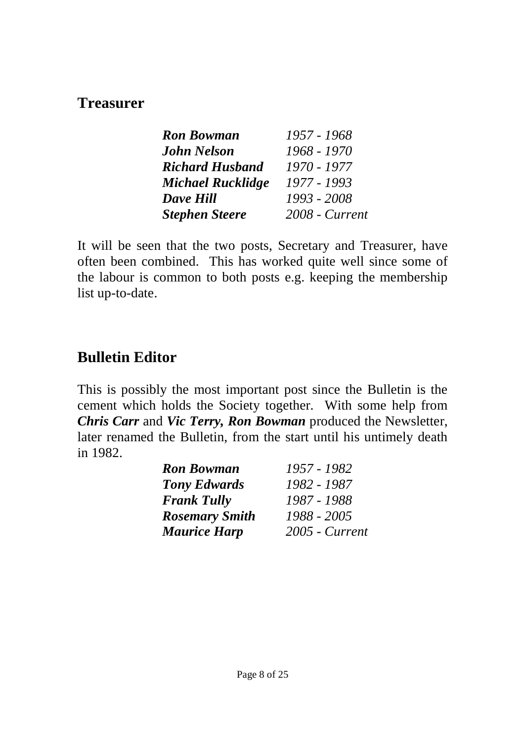## Treasurer

| | |
|---|---|
| ***Ron Bowman*** | *1957 - 1968* |
| ***John Nelson*** | *1968 - 1970* |
| ***Richard Husband*** | *1970 - 1977* |
| ***Michael Rucklidge*** | *1977 - 1993* |
| ***Dave Hill*** | *1993 - 2008* |
| ***Stephen Steere*** | *2008 - Current* |

It will be seen that the two posts, Secretary and Treasurer, have often been combined. This has worked quite well since some of the labour is common to both posts e.g. keeping the membership list up-to-date.

## Bulletin Editor

This is possibly the most important post since the Bulletin is the cement which holds the Society together. With some help from ***Chris Carr*** and ***Vic Terry, Ron Bowman*** produced the Newsletter, later renamed the Bulletin, from the start until his untimely death in 1982.

| | |
|---|---|
| ***Ron Bowman*** | *1957 - 1982* |
| ***Tony Edwards*** | *1982 - 1987* |
| ***Frank Tully*** | *1987 - 1988* |
| ***Rosemary Smith*** | *1988 - 2005* |
| ***Maurice Harp*** | *2005 - Current* |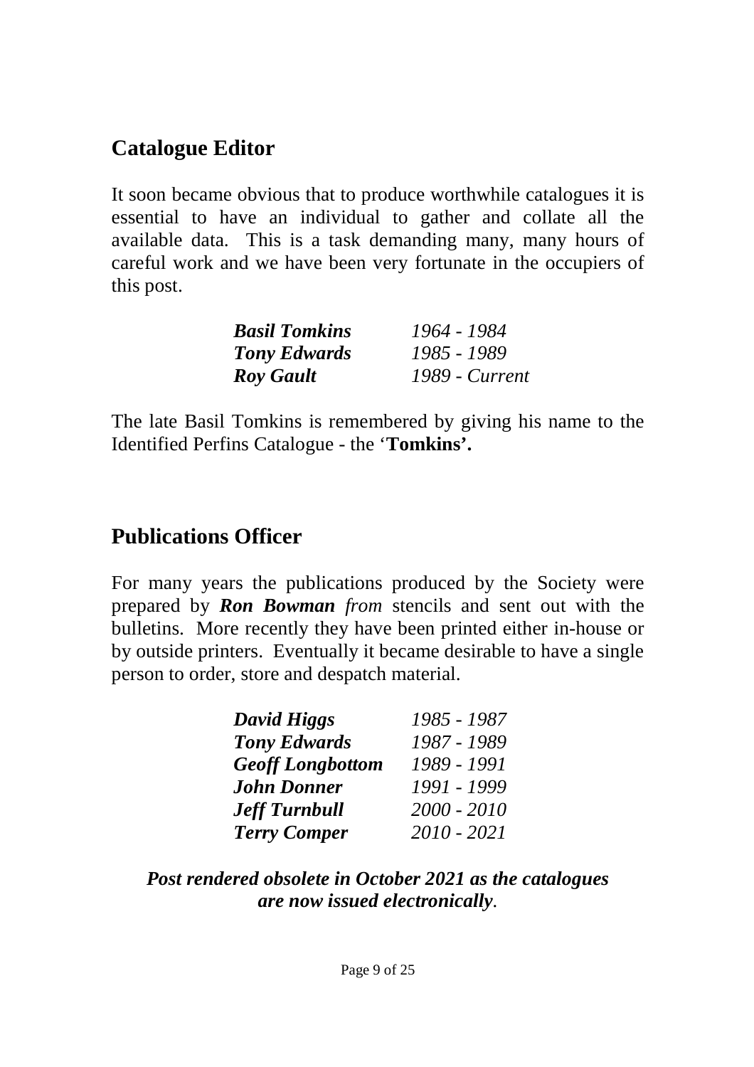## Catalogue Editor

It soon became obvious that to produce worthwhile catalogues it is essential to have an individual to gather and collate all the available data. This is a task demanding many, many hours of careful work and we have been very fortunate in the occupiers of this post.

| | |
|---|---|
| ***Basil Tomkins*** | *1964 - 1984* |
| ***Tony Edwards*** | *1985 - 1989* |
| ***Roy Gault*** | *1989 - Current* |

The late Basil Tomkins is remembered by giving his name to the Identified Perfins Catalogue - the '**Tomkins'.**

## Publications Officer

For many years the publications produced by the Society were prepared by ***Ron Bowman*** *from* stencils and sent out with the bulletins. More recently they have been printed either in-house or by outside printers. Eventually it became desirable to have a single person to order, store and despatch material.

| | |
|---|---|
| ***David Higgs*** | *1985 - 1987* |
| ***Tony Edwards*** | *1987 - 1989* |
| ***Geoff Longbottom*** | *1989 - 1991* |
| ***John Donner*** | *1991 - 1999* |
| ***Jeff Turnbull*** | *2000 - 2010* |
| ***Terry Comper*** | *2010 - 2021* |

***Post rendered obsolete in October 2021 as the catalogues are now issued electronically***.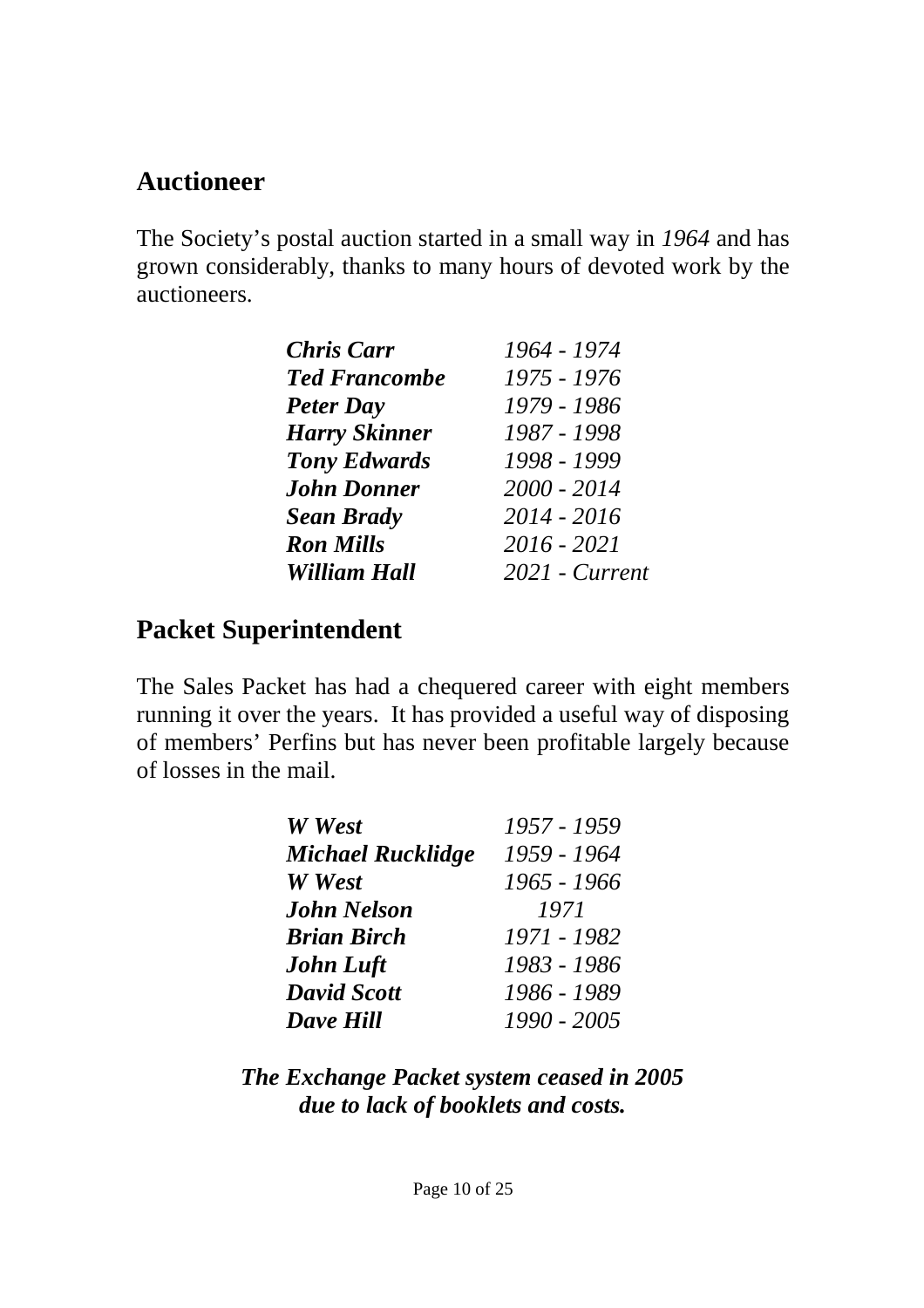## Auctioneer

The Society's postal auction started in a small way in *1964* and has grown considerably, thanks to many hours of devoted work by the auctioneers.

| | |
|---|---|
| ***Chris Carr*** | *1964 - 1974* |
| ***Ted Francombe*** | *1975 - 1976* |
| ***Peter Day*** | *1979 - 1986* |
| ***Harry Skinner*** | *1987 - 1998* |
| ***Tony Edwards*** | *1998 - 1999* |
| ***John Donner*** | *2000 - 2014* |
| ***Sean Brady*** | *2014 - 2016* |
| ***Ron Mills*** | *2016 - 2021* |
| ***William Hall*** | *2021 - Current* |

## Packet Superintendent

The Sales Packet has had a chequered career with eight members running it over the years. It has provided a useful way of disposing of members' Perfins but has never been profitable largely because of losses in the mail.

| | |
|---|---|
| ***W West*** | *1957 - 1959* |
| ***Michael Rucklidge*** | *1959 - 1964* |
| ***W West*** | *1965 - 1966* |
| ***John Nelson*** | *1971* |
| ***Brian Birch*** | *1971 - 1982* |
| ***John Luft*** | *1983 - 1986* |
| ***David Scott*** | *1986 - 1989* |
| ***Dave Hill*** | *1990 - 2005* |

***The Exchange Packet system ceased in 2005 due to lack of booklets and costs.***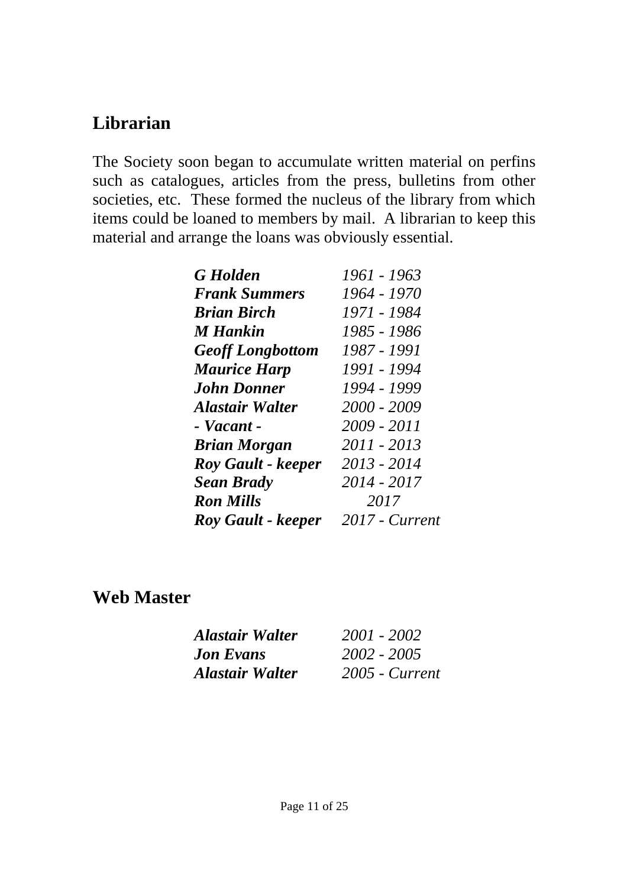## Librarian

The Society soon began to accumulate written material on perfins such as catalogues, articles from the press, bulletins from other societies, etc. These formed the nucleus of the library from which items could be loaned to members by mail. A librarian to keep this material and arrange the loans was obviously essential.

| | |
|---|---|
| ***G Holden*** | *1961 - 1963* |
| ***Frank Summers*** | *1964 - 1970* |
| ***Brian Birch*** | *1971 - 1984* |
| ***M Hankin*** | *1985 - 1986* |
| ***Geoff Longbottom*** | *1987 - 1991* |
| ***Maurice Harp*** | *1991 - 1994* |
| ***John Donner*** | *1994 - 1999* |
| ***Alastair Walter*** | *2000 - 2009* |
| ***- Vacant -*** | *2009 - 2011* |
| ***Brian Morgan*** | *2011 - 2013* |
| ***Roy Gault - keeper*** | *2013 - 2014* |
| ***Sean Brady*** | *2014 - 2017* |
| ***Ron Mills*** | *2017* |
| ***Roy Gault - keeper*** | *2017 - Current* |

## Web Master

| | |
|---|---|
| ***Alastair Walter*** | *2001 - 2002* |
| ***Jon Evans*** | *2002 - 2005* |
| ***Alastair Walter*** | *2005 - Current* |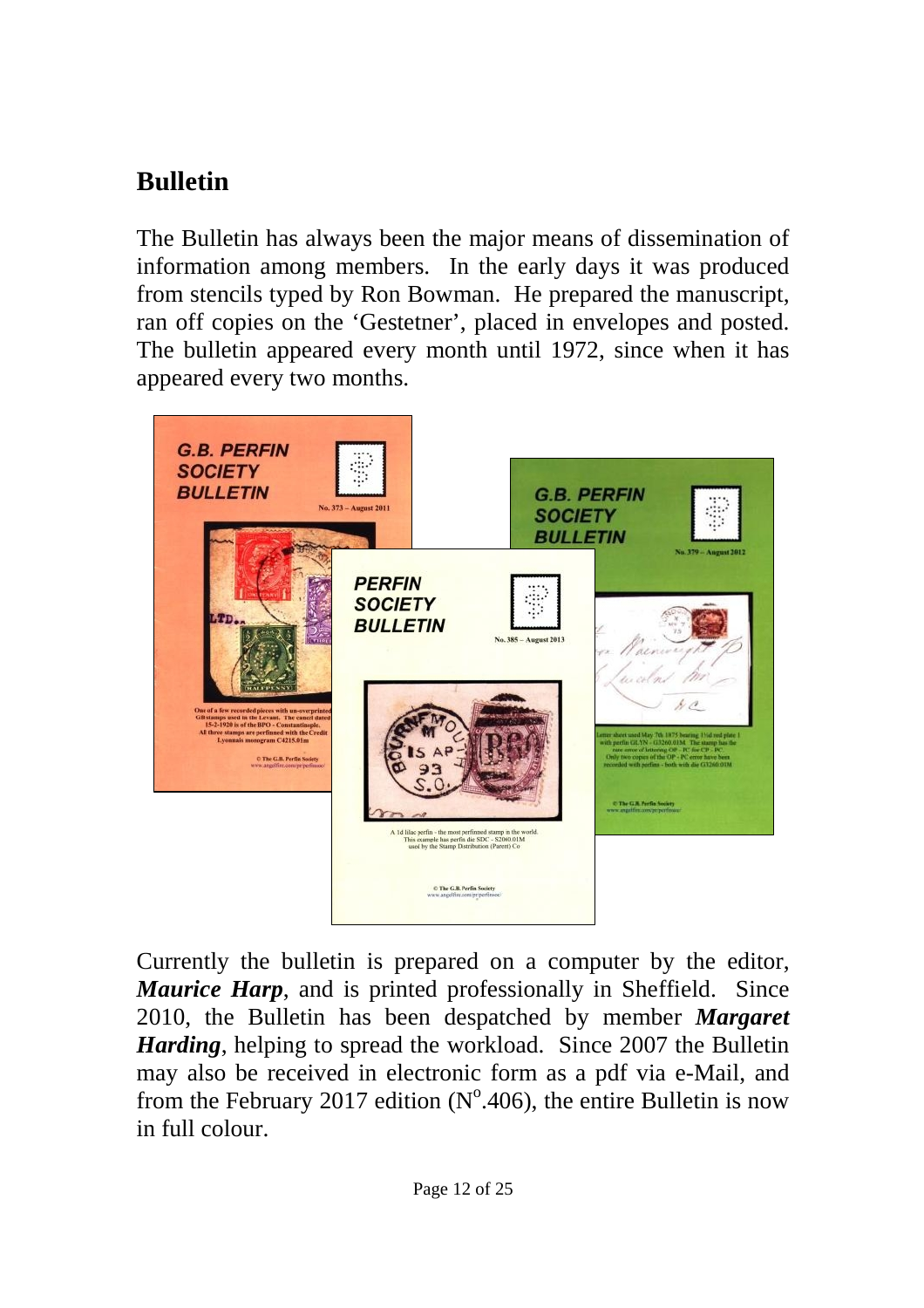## Bulletin

The Bulletin has always been the major means of dissemination of information among members. In the early days it was produced from stencils typed by Ron Bowman. He prepared the manuscript, ran off copies on the 'Gestetner', placed in envelopes and posted. The bulletin appeared every month until 1972, since when it has appeared every two months.

Currently the bulletin is prepared on a computer by the editor, ***Maurice Harp***, and is printed professionally in Sheffield. Since 2010, the Bulletin has been despatched by member ***Margaret Harding***, helping to spread the workload. Since 2007 the Bulletin may also be received in electronic form as a pdf via e-Mail, and from the February 2017 edition (N$^{o}$.406), the entire Bulletin is now in full colour.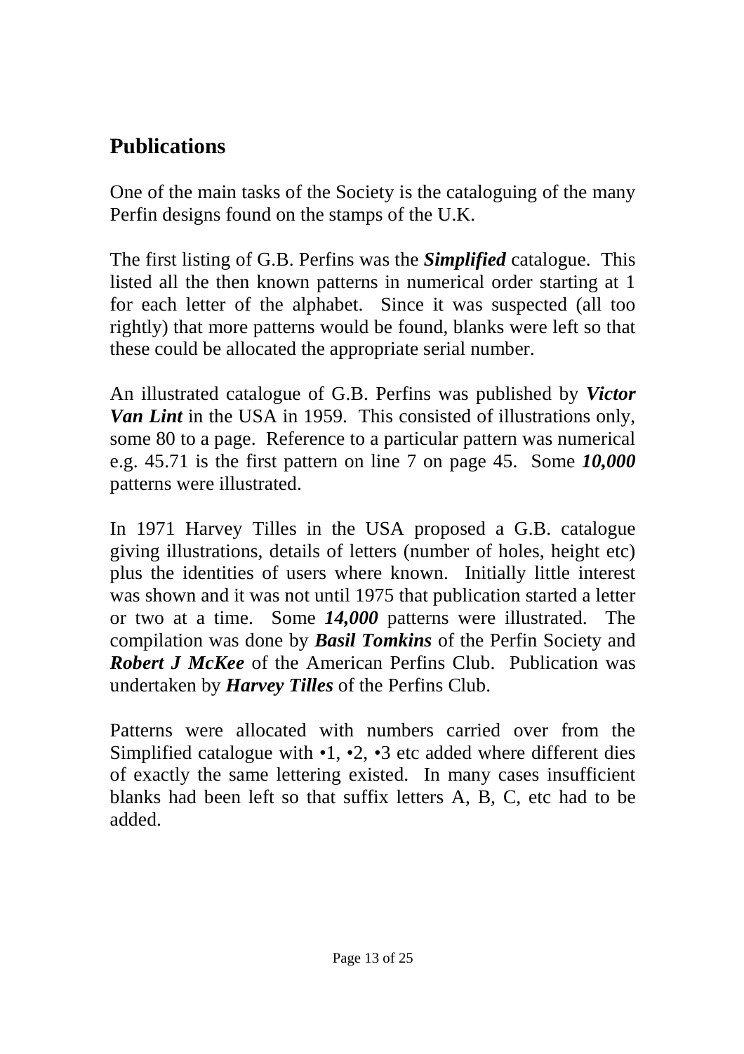## Publications

One of the main tasks of the Society is the cataloguing of the many Perfin designs found on the stamps of the U.K.

The first listing of G.B. Perfins was the ***Simplified*** catalogue. This listed all the then known patterns in numerical order starting at 1 for each letter of the alphabet. Since it was suspected (all too rightly) that more patterns would be found, blanks were left so that these could be allocated the appropriate serial number.

An illustrated catalogue of G.B. Perfins was published by ***Victor Van Lint*** in the USA in 1959. This consisted of illustrations only, some 80 to a page. Reference to a particular pattern was numerical e.g. 45.71 is the first pattern on line 7 on page 45. Some ***10,000*** patterns were illustrated.

In 1971 Harvey Tilles in the USA proposed a G.B. catalogue giving illustrations, details of letters (number of holes, height etc) plus the identities of users where known. Initially little interest was shown and it was not until 1975 that publication started a letter or two at a time. Some ***14,000*** patterns were illustrated. The compilation was done by ***Basil Tomkins*** of the Perfin Society and ***Robert J McKee*** of the American Perfins Club. Publication was undertaken by ***Harvey Tilles*** of the Perfins Club.

Patterns were allocated with numbers carried over from the Simplified catalogue with •1, •2, •3 etc added where different dies of exactly the same lettering existed. In many cases insufficient blanks had been left so that suffix letters A, B, C, etc had to be added.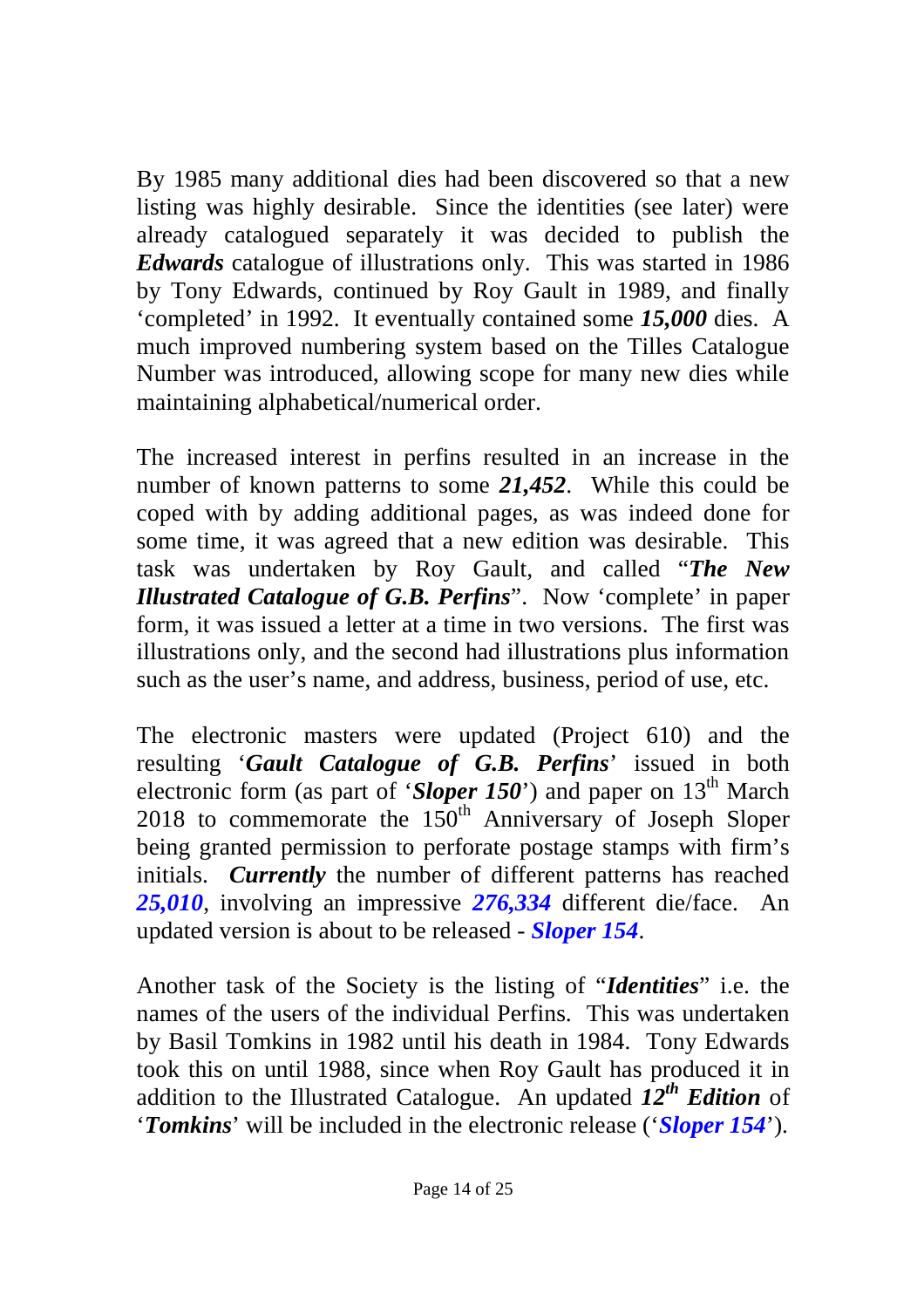By 1985 many additional dies had been discovered so that a new listing was highly desirable. Since the identities (see later) were already catalogued separately it was decided to publish the ***Edwards*** catalogue of illustrations only. This was started in 1986 by Tony Edwards, continued by Roy Gault in 1989, and finally 'completed' in 1992. It eventually contained some ***15,000*** dies. A much improved numbering system based on the Tilles Catalogue Number was introduced, allowing scope for many new dies while maintaining alphabetical/numerical order.

The increased interest in perfins resulted in an increase in the number of known patterns to some ***21,452***. While this could be coped with by adding additional pages, as was indeed done for some time, it was agreed that a new edition was desirable. This task was undertaken by Roy Gault, and called "***The New Illustrated Catalogue of G.B. Perfins***". Now 'complete' in paper form, it was issued a letter at a time in two versions. The first was illustrations only, and the second had illustrations plus information such as the user's name, and address, business, period of use, etc.

The electronic masters were updated (Project 610) and the resulting '***Gault Catalogue of G.B. Perfins***' issued in both electronic form (as part of '***Sloper 150***') and paper on 13th March 2018 to commemorate the 150th Anniversary of Joseph Sloper being granted permission to perforate postage stamps with firm's initials. ***Currently*** the number of different patterns has reached ***25,010***, involving an impressive ***276,334*** different die/face. An updated version is about to be released - ***Sloper 154***.

Another task of the Society is the listing of "***Identities***" i.e. the names of the users of the individual Perfins. This was undertaken by Basil Tomkins in 1982 until his death in 1984. Tony Edwards took this on until 1988, since when Roy Gault has produced it in addition to the Illustrated Catalogue. An updated ***12th Edition*** of '***Tomkins***' will be included in the electronic release ('***Sloper 154***').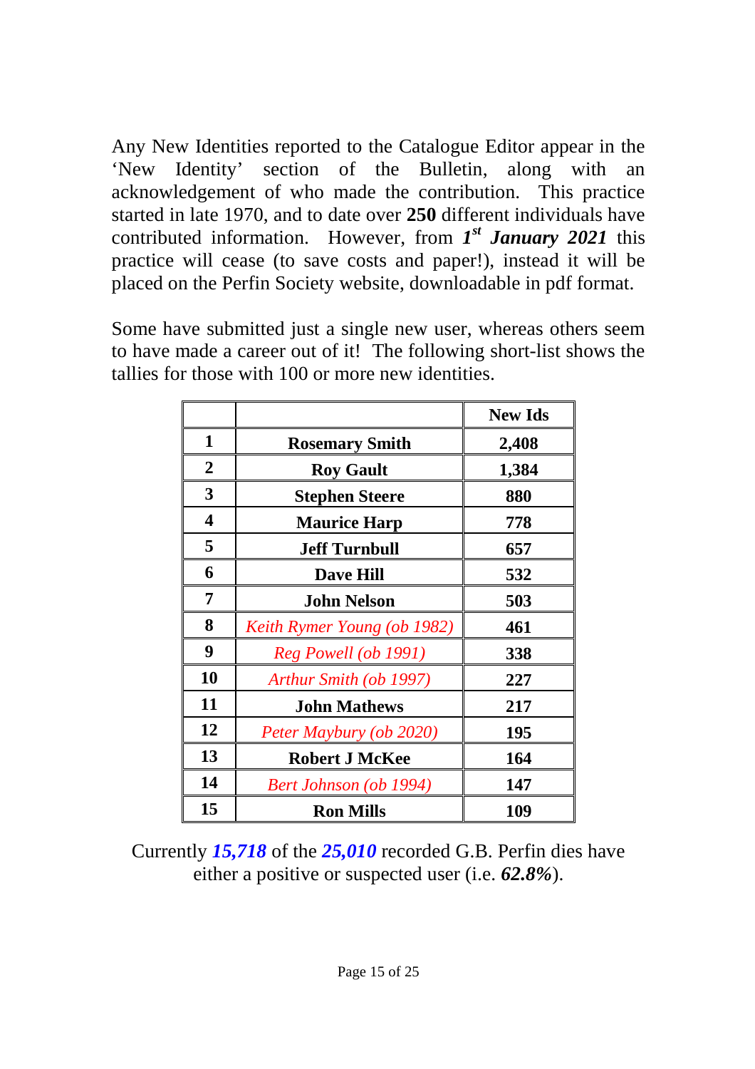Any New Identities reported to the Catalogue Editor appear in the 'New Identity' section of the Bulletin, along with an acknowledgement of who made the contribution. This practice started in late 1970, and to date over **250** different individuals have contributed information. However, from ***1st January 2021*** this practice will cease (to save costs and paper!), instead it will be placed on the Perfin Society website, downloadable in pdf format.

Some have submitted just a single new user, whereas others seem to have made a career out of it! The following short-list shows the tallies for those with 100 or more new identities.

| | | **New Ids** |
|---|---|---|
| **1** | **Rosemary Smith** | **2,408** |
| **2** | **Roy Gault** | **1,384** |
| **3** | **Stephen Steere** | **880** |
| **4** | **Maurice Harp** | **778** |
| **5** | **Jeff Turnbull** | **657** |
| **6** | **Dave Hill** | **532** |
| **7** | **John Nelson** | **503** |
| **8** | *Keith Rymer Young (ob 1982)* | **461** |
| **9** | *Reg Powell (ob 1991)* | **338** |
| **10** | *Arthur Smith (ob 1997)* | **227** |
| **11** | **John Mathews** | **217** |
| **12** | *Peter Maybury (ob 2020)* | **195** |
| **13** | **Robert J McKee** | **164** |
| **14** | *Bert Johnson (ob 1994)* | **147** |
| **15** | **Ron Mills** | **109** |

Currently ***15,718*** of the ***25,010*** recorded G.B. Perfin dies have either a positive or suspected user (i.e. ***62.8%***).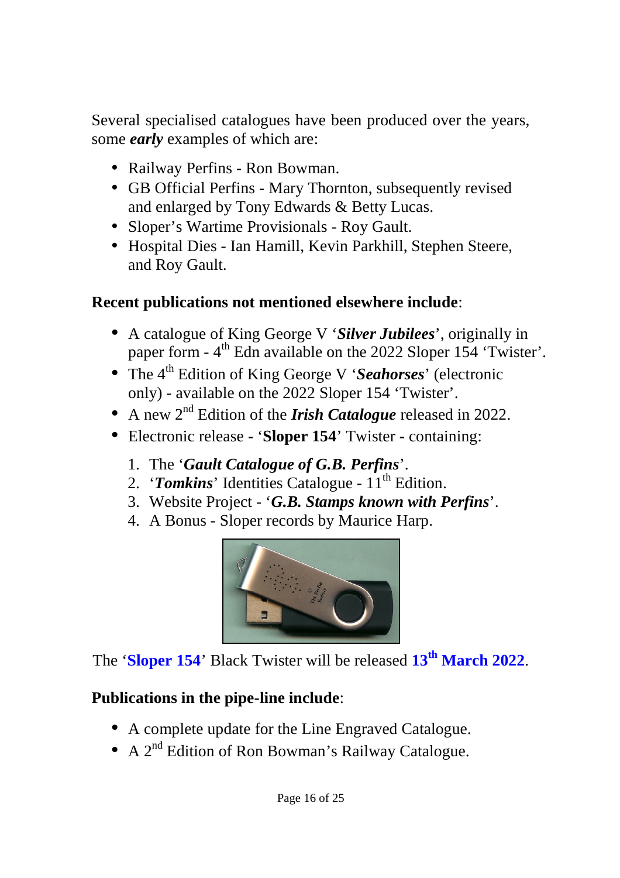Several specialised catalogues have been produced over the years, some ***early*** examples of which are:

- Railway Perfins - Ron Bowman.
- GB Official Perfins - Mary Thornton, subsequently revised and enlarged by Tony Edwards & Betty Lucas.
- Sloper's Wartime Provisionals - Roy Gault.
- Hospital Dies - Ian Hamill, Kevin Parkhill, Stephen Steere, and Roy Gault.

**Recent publications not mentioned elsewhere include**:

- A catalogue of King George V '***Silver Jubilees***', originally in paper form - 4th Edn available on the 2022 Sloper 154 'Twister'.
- The 4th Edition of King George V '***Seahorses***' (electronic only) - available on the 2022 Sloper 154 'Twister'.
- A new 2nd Edition of the ***Irish Catalogue*** released in 2022.
- Electronic release **-** '**Sloper 154**' Twister **-** containing:
  1. The '***Gault Catalogue of G.B. Perfins***'.
  2. '***Tomkins***' Identities Catalogue - 11th Edition.
  3. Website Project - '***G.B. Stamps known with Perfins***'.
  4. A Bonus - Sloper records by Maurice Harp.

The '**Sloper 154**' Black Twister will be released **13th March 2022**.

**Publications in the pipe-line include**:

- A complete update for the Line Engraved Catalogue.
- A 2nd Edition of Ron Bowman's Railway Catalogue.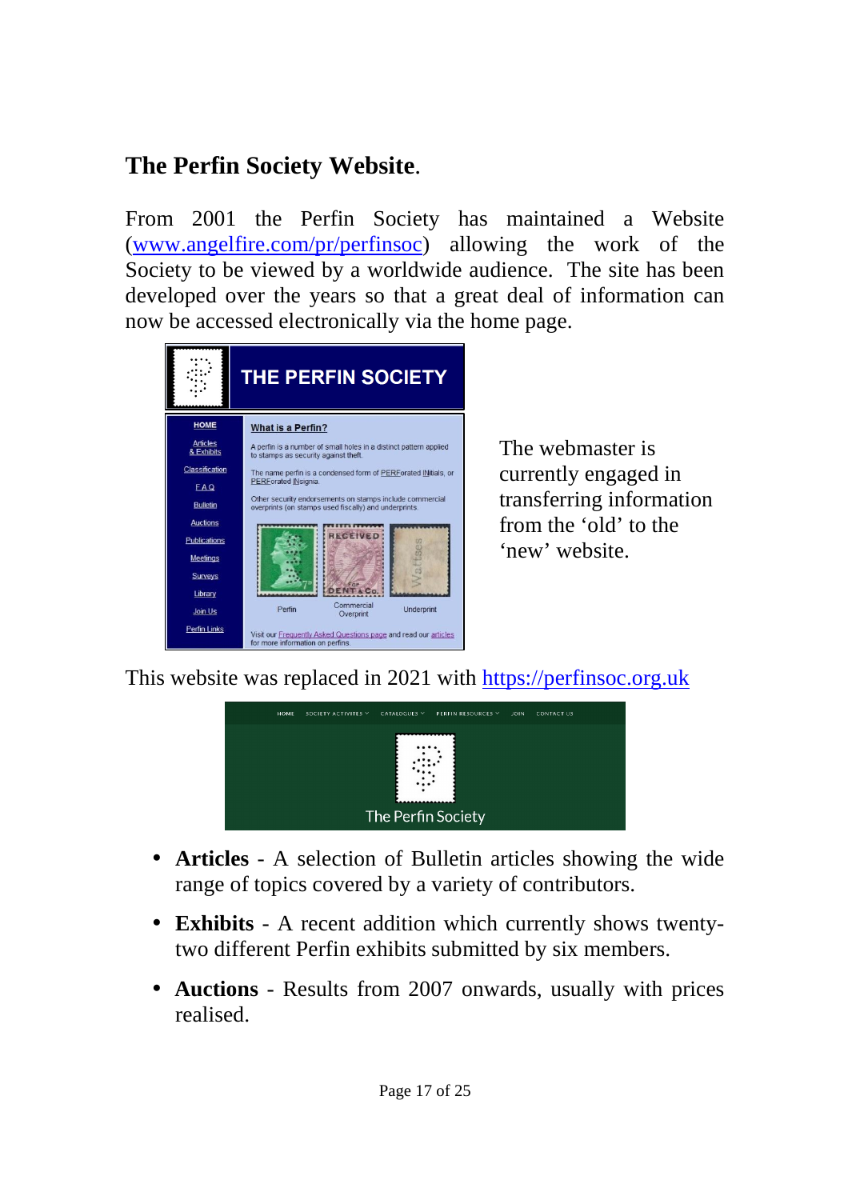## The Perfin Society Website.

From 2001 the Perfin Society has maintained a Website (www.angelfire.com/pr/perfinsoc) allowing the work of the Society to be viewed by a worldwide audience. The site has been developed over the years so that a great deal of information can now be accessed electronically via the home page.

The webmaster is currently engaged in transferring information from the 'old' to the 'new' website.

This website was replaced in 2021 with https://perfinsoc.org.uk

- **Articles** - A selection of Bulletin articles showing the wide range of topics covered by a variety of contributors.
- **Exhibits** - A recent addition which currently shows twenty-two different Perfin exhibits submitted by six members.
- **Auctions** - Results from 2007 onwards, usually with prices realised.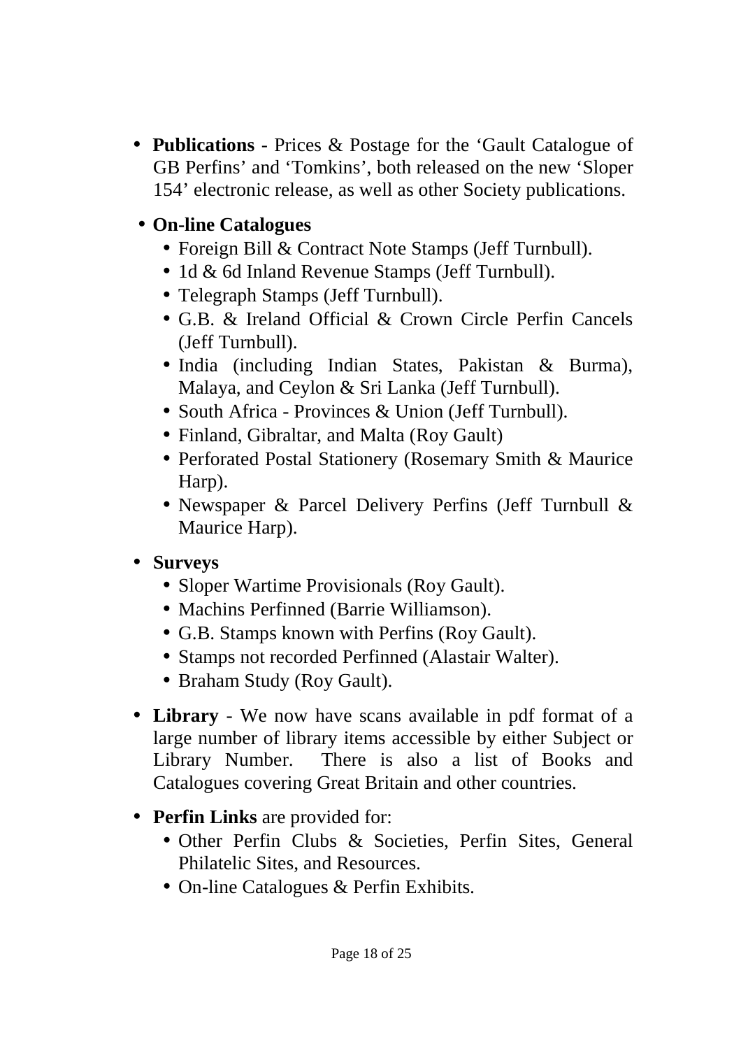- **Publications** - Prices & Postage for the 'Gault Catalogue of GB Perfins' and 'Tomkins', both released on the new 'Sloper 154' electronic release, as well as other Society publications.

- **On-line Catalogues**
  - Foreign Bill & Contract Note Stamps (Jeff Turnbull).
  - 1d & 6d Inland Revenue Stamps (Jeff Turnbull).
  - Telegraph Stamps (Jeff Turnbull).
  - G.B. & Ireland Official & Crown Circle Perfin Cancels (Jeff Turnbull).
  - India (including Indian States, Pakistan & Burma), Malaya, and Ceylon & Sri Lanka (Jeff Turnbull).
  - South Africa - Provinces & Union (Jeff Turnbull).
  - Finland, Gibraltar, and Malta (Roy Gault)
  - Perforated Postal Stationery (Rosemary Smith & Maurice Harp).
  - Newspaper & Parcel Delivery Perfins (Jeff Turnbull & Maurice Harp).

- **Surveys**
  - Sloper Wartime Provisionals (Roy Gault).
  - Machins Perfinned (Barrie Williamson).
  - G.B. Stamps known with Perfins (Roy Gault).
  - Stamps not recorded Perfinned (Alastair Walter).
  - Braham Study (Roy Gault).

- **Library** - We now have scans available in pdf format of a large number of library items accessible by either Subject or Library Number. There is also a list of Books and Catalogues covering Great Britain and other countries.

- **Perfin Links** are provided for:
  - Other Perfin Clubs & Societies, Perfin Sites, General Philatelic Sites, and Resources.
  - On-line Catalogues & Perfin Exhibits.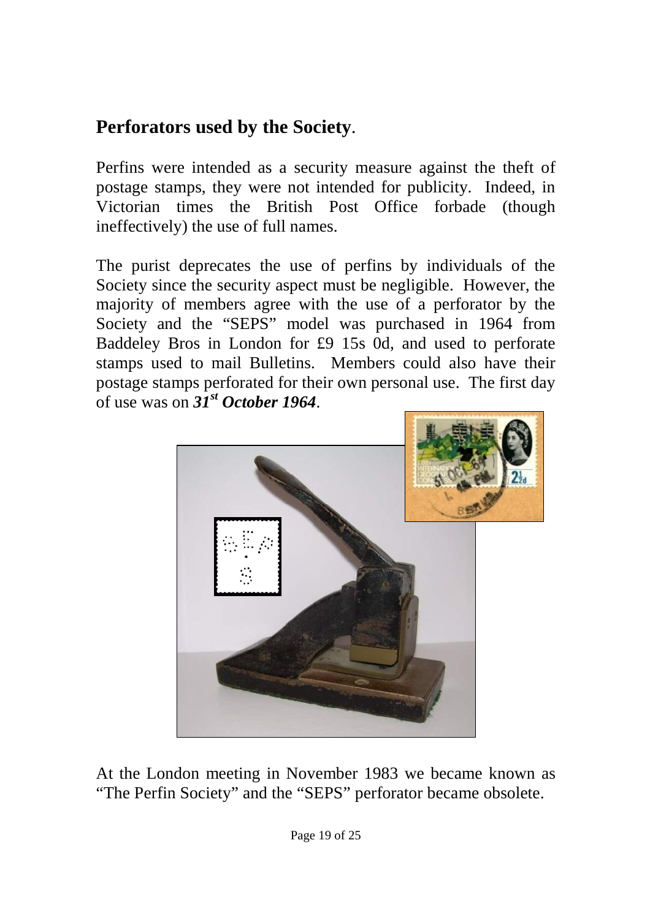## **Perforators used by the Society**.

Perfins were intended as a security measure against the theft of postage stamps, they were not intended for publicity. Indeed, in Victorian times the British Post Office forbade (though ineffectively) the use of full names.

The purist deprecates the use of perfins by individuals of the Society since the security aspect must be negligible. However, the majority of members agree with the use of a perforator by the Society and the "SEPS" model was purchased in 1964 from Baddeley Bros in London for £9 15s 0d, and used to perforate stamps used to mail Bulletins. Members could also have their postage stamps perforated for their own personal use. The first day of use was on ***31st October 1964***.

At the London meeting in November 1983 we became known as "The Perfin Society" and the "SEPS" perforator became obsolete.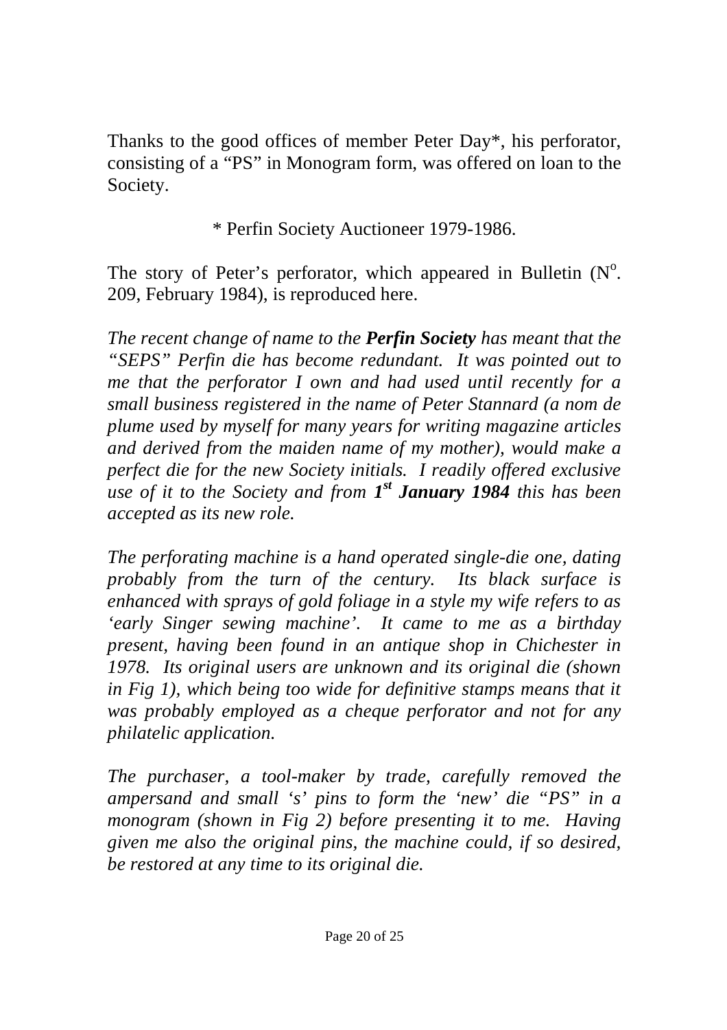Thanks to the good offices of member Peter Day*, his perforator, consisting of a "PS" in Monogram form, was offered on loan to the Society.

\* Perfin Society Auctioneer 1979-1986.

The story of Peter's perforator, which appeared in Bulletin (N$^{o}$. 209, February 1984), is reproduced here.

*The recent change of name to the **Perfin Society** has meant that the "SEPS" Perfin die has become redundant. It was pointed out to me that the perforator I own and had used until recently for a small business registered in the name of Peter Stannard (a nom de plume used by myself for many years for writing magazine articles and derived from the maiden name of my mother), would make a perfect die for the new Society initials. I readily offered exclusive use of it to the Society and from **1$^{st}$ January 1984** this has been accepted as its new role.*

*The perforating machine is a hand operated single-die one, dating probably from the turn of the century. Its black surface is enhanced with sprays of gold foliage in a style my wife refers to as 'early Singer sewing machine'. It came to me as a birthday present, having been found in an antique shop in Chichester in 1978. Its original users are unknown and its original die (shown in Fig 1), which being too wide for definitive stamps means that it was probably employed as a cheque perforator and not for any philatelic application.*

*The purchaser, a tool-maker by trade, carefully removed the ampersand and small 's' pins to form the 'new' die "PS" in a monogram (shown in Fig 2) before presenting it to me. Having given me also the original pins, the machine could, if so desired, be restored at any time to its original die.*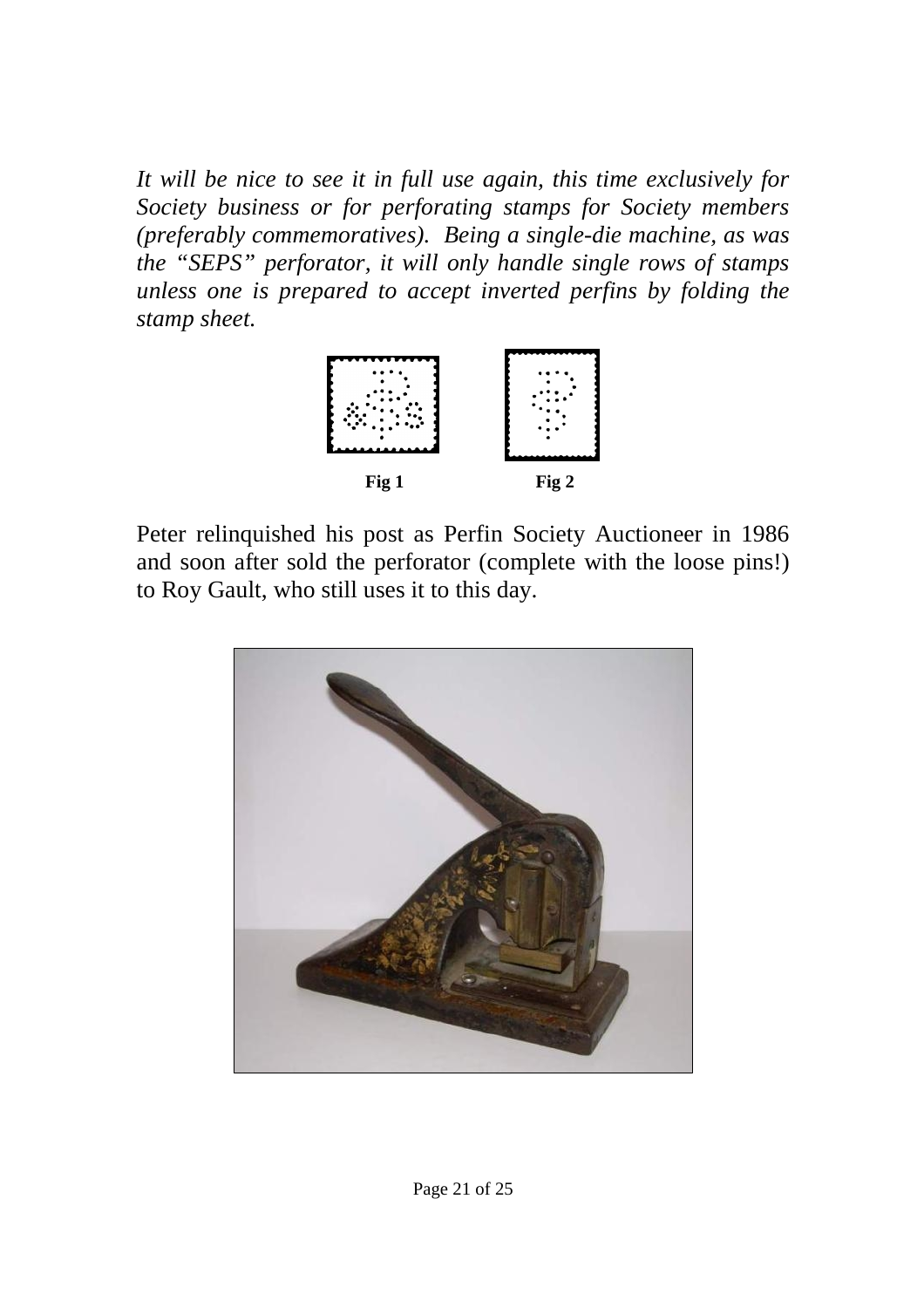*It will be nice to see it in full use again, this time exclusively for Society business or for perforating stamps for Society members (preferably commemoratives). Being a single-die machine, as was the "SEPS" perforator, it will only handle single rows of stamps unless one is prepared to accept inverted perfins by folding the stamp sheet.*

**Fig 1** **Fig 2**

Peter relinquished his post as Perfin Society Auctioneer in 1986 and soon after sold the perforator (complete with the loose pins!) to Roy Gault, who still uses it to this day.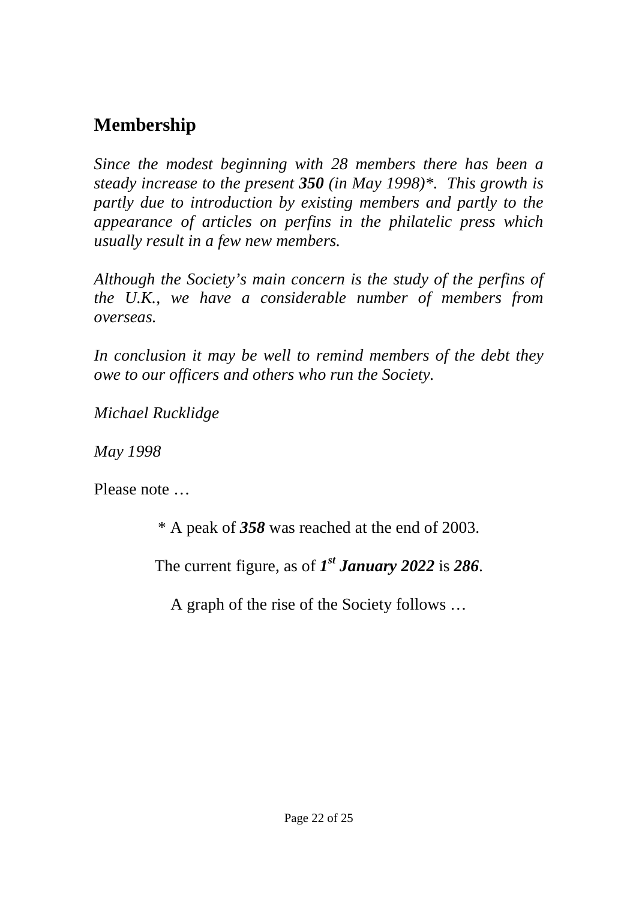## Membership

*Since the modest beginning with 28 members there has been a steady increase to the present **350** (in May 1998)\*. This growth is partly due to introduction by existing members and partly to the appearance of articles on perfins in the philatelic press which usually result in a few new members.*

*Although the Society's main concern is the study of the perfins of the U.K., we have a considerable number of members from overseas.*

*In conclusion it may be well to remind members of the debt they owe to our officers and others who run the Society.*

*Michael Rucklidge*

*May 1998*

Please note …

\* A peak of ***358*** was reached at the end of 2003.

The current figure, as of ***1st January 2022*** is ***286***.

A graph of the rise of the Society follows …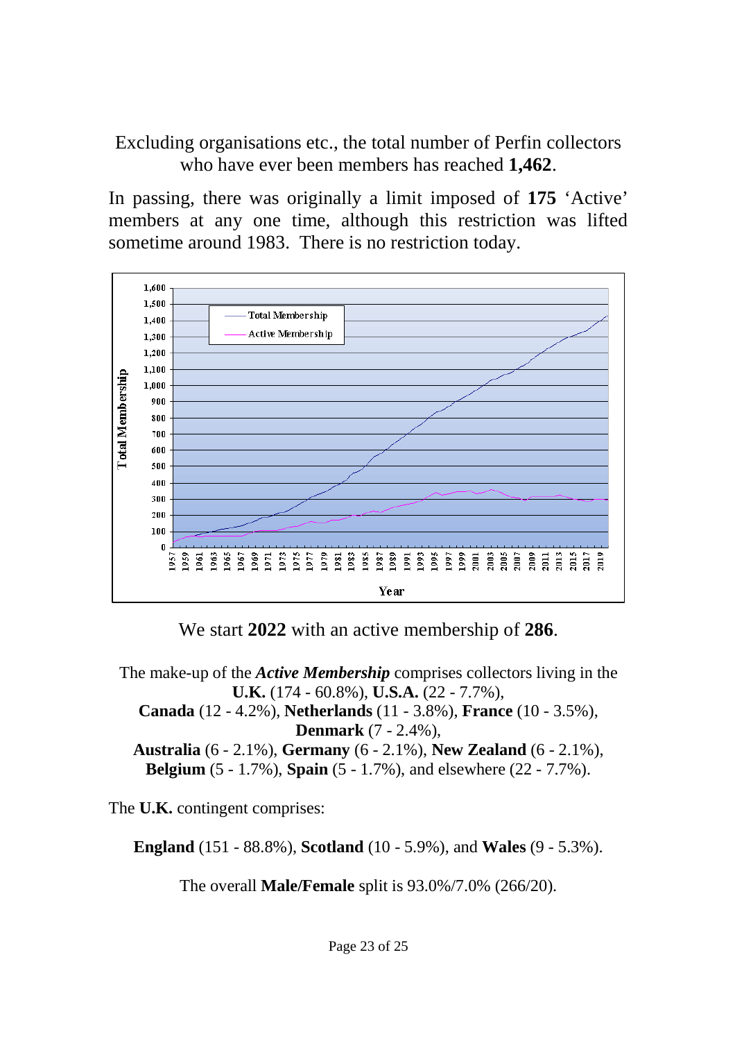Excluding organisations etc., the total number of Perfin collectors who have ever been members has reached **1,462**.

In passing, there was originally a limit imposed of **175** 'Active' members at any one time, although this restriction was lifted sometime around 1983. There is no restriction today.

We start **2022** with an active membership of **286**.

The make-up of the ***Active Membership*** comprises collectors living in the **U.K.** (174 - 60.8%), **U.S.A.** (22 - 7.7%), **Canada** (12 - 4.2%), **Netherlands** (11 - 3.8%), **France** (10 - 3.5%), **Denmark** (7 - 2.4%), **Australia** (6 - 2.1%), **Germany** (6 - 2.1%), **New Zealand** (6 - 2.1%), **Belgium** (5 - 1.7%), **Spain** (5 - 1.7%), and elsewhere (22 - 7.7%).

The **U.K.** contingent comprises:

**England** (151 - 88.8%), **Scotland** (10 - 5.9%), and **Wales** (9 - 5.3%).

The overall **Male/Female** split is 93.0%/7.0% (266/20).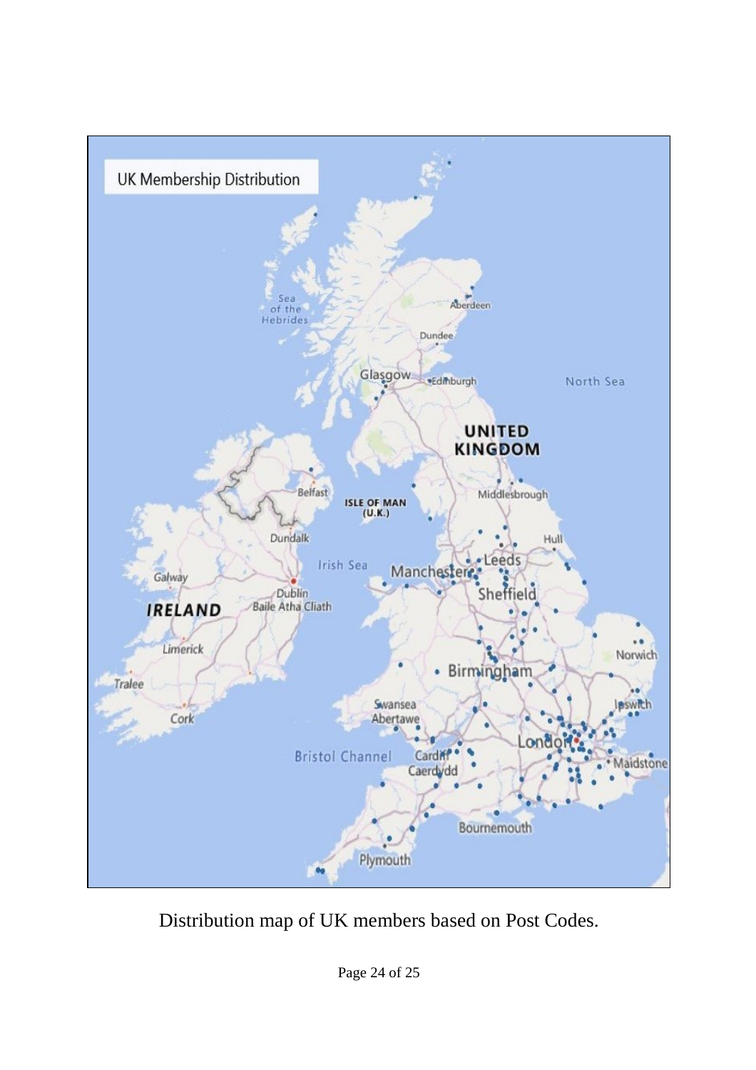Distribution map of UK members based on Post Codes.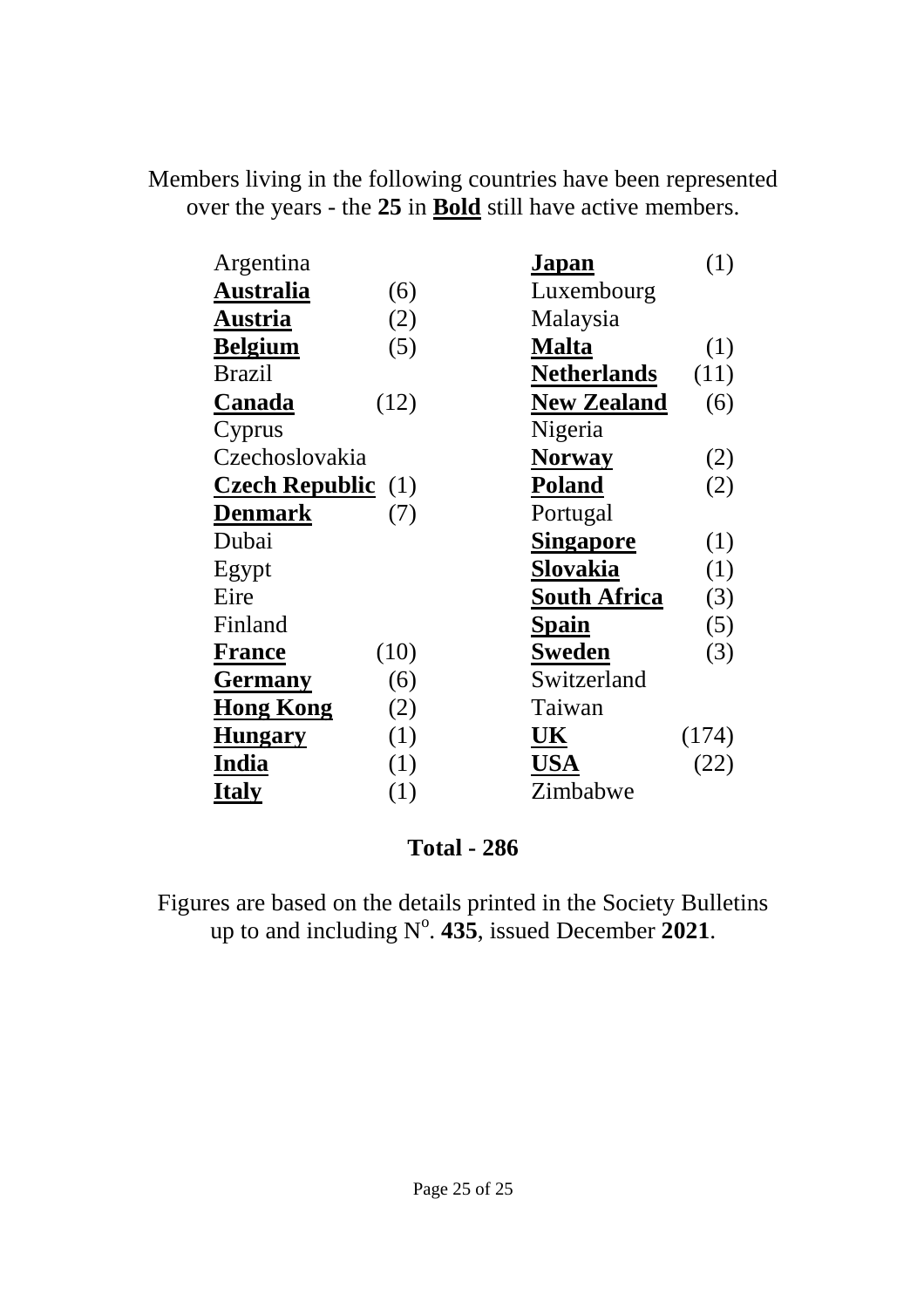Members living in the following countries have been represented over the years - the **25** in **<u>Bold</u>** still have active members.

| | | | |
|---|---|---|---|
| Argentina | | **<u>Japan</u>** | (1) |
| **<u>Australia</u>** | (6) | Luxembourg | |
| **<u>Austria</u>** | (2) | Malaysia | |
| **<u>Belgium</u>** | (5) | **<u>Malta</u>** | (1) |
| Brazil | | **<u>Netherlands</u>** | (11) |
| **<u>Canada</u>** | (12) | **<u>New Zealand</u>** | (6) |
| Cyprus | | Nigeria | |
| Czechoslovakia | | **<u>Norway</u>** | (2) |
| **<u>Czech Republic</u>** | (1) | **<u>Poland</u>** | (2) |
| **<u>Denmark</u>** | (7) | Portugal | |
| Dubai | | **<u>Singapore</u>** | (1) |
| Egypt | | **<u>Slovakia</u>** | (1) |
| Eire | | **<u>South Africa</u>** | (3) |
| Finland | | **<u>Spain</u>** | (5) |
| **<u>France</u>** | (10) | **<u>Sweden</u>** | (3) |
| **<u>Germany</u>** | (6) | Switzerland | |
| **<u>Hong Kong</u>** | (2) | Taiwan | |
| **<u>Hungary</u>** | (1) | **<u>UK</u>** | (174) |
| **<u>India</u>** | (1) | **<u>USA</u>** | (22) |
| **<u>Italy</u>** | (1) | Zimbabwe | |

**Total - 286**

Figures are based on the details printed in the Society Bulletins up to and including N$^{o}$. **435**, issued December **2021**.